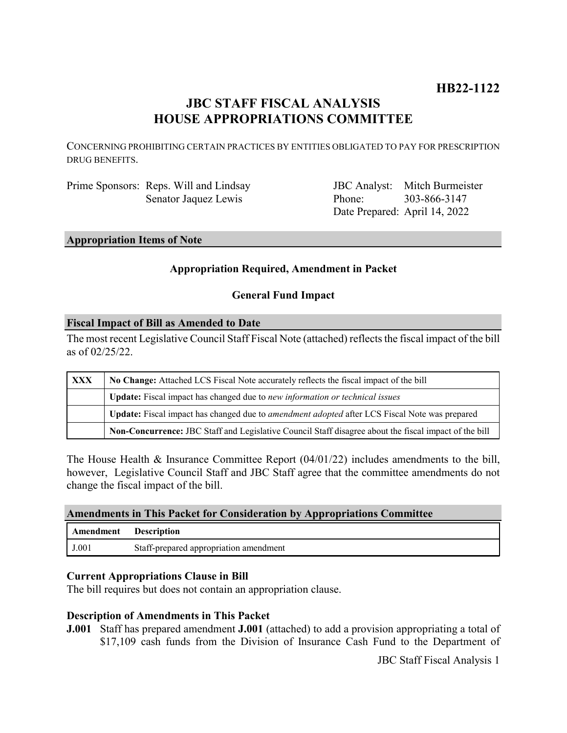**HB22-1122**

# JBC STAFF FISCAL ANALYSIS
# HOUSE APPROPRIATIONS COMMITTEE

CONCERNING PROHIBITING CERTAIN PRACTICES BY ENTITIES OBLIGATED TO PAY FOR PRESCRIPTION DRUG BENEFITS.

| | | | |
|---|---|---|---|
| Prime Sponsors: | Reps. Will and Lindsay | JBC Analyst: | Mitch Burmeister |
| | Senator Jaquez Lewis | Phone: | 303-866-3147 |
| | | Date Prepared: | April 14, 2022 |

## Appropriation Items of Note

**Appropriation Required, Amendment in Packet**

**General Fund Impact**

## Fiscal Impact of Bill as Amended to Date

The most recent Legislative Council Staff Fiscal Note (attached) reflects the fiscal impact of the bill as of 02/25/22.

| | |
|---|---|
| XXX | **No Change:** Attached LCS Fiscal Note accurately reflects the fiscal impact of the bill |
| | **Update:** Fiscal impact has changed due to *new information or technical issues* |
| | **Update:** Fiscal impact has changed due to *amendment adopted* after LCS Fiscal Note was prepared |
| | **Non-Concurrence:** JBC Staff and Legislative Council Staff disagree about the fiscal impact of the bill |

The House Health & Insurance Committee Report (04/01/22) includes amendments to the bill, however, Legislative Council Staff and JBC Staff agree that the committee amendments do not change the fiscal impact of the bill.

## Amendments in This Packet for Consideration by Appropriations Committee

| Amendment | Description |
|---|---|
| J.001 | Staff-prepared appropriation amendment |

### Current Appropriations Clause in Bill

The bill requires but does not contain an appropriation clause.

### Description of Amendments in This Packet

**J.001** Staff has prepared amendment **J.001** (attached) to add a provision appropriating a total of $17,109 cash funds from the Division of Insurance Cash Fund to the Department of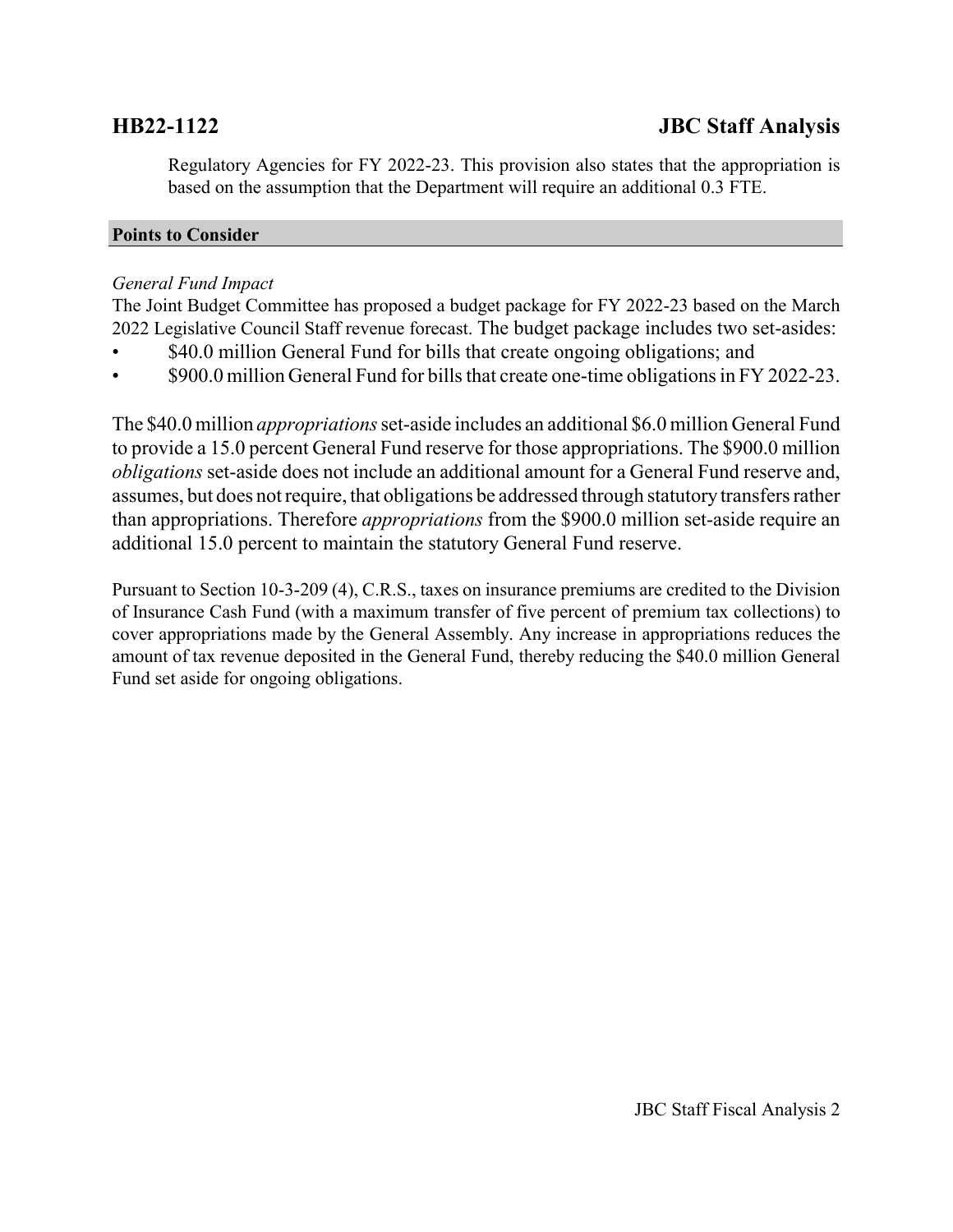Regulatory Agencies for FY 2022-23. This provision also states that the appropriation is based on the assumption that the Department will require an additional 0.3 FTE.

## Points to Consider

*General Fund Impact*

The Joint Budget Committee has proposed a budget package for FY 2022-23 based on the March 2022 Legislative Council Staff revenue forecast. The budget package includes two set-asides:

- $40.0 million General Fund for bills that create ongoing obligations; and
- $900.0 million General Fund for bills that create one-time obligations in FY 2022-23.

The $40.0 million *appropriations* set-aside includes an additional $6.0 million General Fund to provide a 15.0 percent General Fund reserve for those appropriations. The $900.0 million *obligations* set-aside does not include an additional amount for a General Fund reserve and, assumes, but does not require, that obligations be addressed through statutory transfers rather than appropriations. Therefore *appropriations* from the $900.0 million set-aside require an additional 15.0 percent to maintain the statutory General Fund reserve.

Pursuant to Section 10-3-209 (4), C.R.S., taxes on insurance premiums are credited to the Division of Insurance Cash Fund (with a maximum transfer of five percent of premium tax collections) to cover appropriations made by the General Assembly. Any increase in appropriations reduces the amount of tax revenue deposited in the General Fund, thereby reducing the $40.0 million General Fund set aside for ongoing obligations.